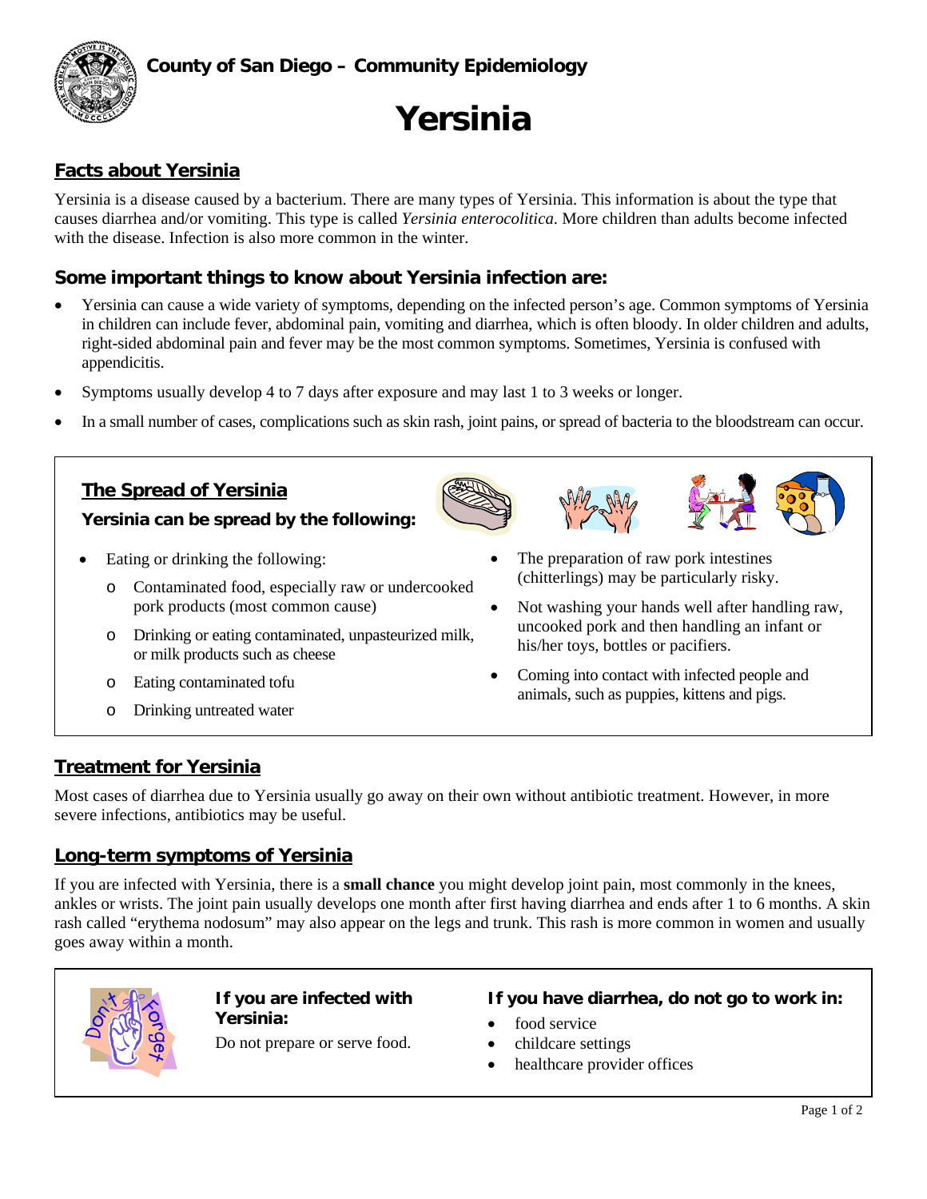County of San Diego – Community Epidemiology

# Yersinia

## Facts about Yersinia

Yersinia is a disease caused by a bacterium. There are many types of Yersinia. This information is about the type that causes diarrhea and/or vomiting. This type is called *Yersinia enterocolitica*. More children than adults become infected with the disease. Infection is also more common in the winter.

### Some important things to know about Yersinia infection are:

- Yersinia can cause a wide variety of symptoms, depending on the infected person's age. Common symptoms of Yersinia in children can include fever, abdominal pain, vomiting and diarrhea, which is often bloody. In older children and adults, right-sided abdominal pain and fever may be the most common symptoms. Sometimes, Yersinia is confused with appendicitis.
- Symptoms usually develop 4 to 7 days after exposure and may last 1 to 3 weeks or longer.
- In a small number of cases, complications such as skin rash, joint pains, or spread of bacteria to the bloodstream can occur.

## The Spread of Yersinia

### Yersinia can be spread by the following:

- Eating or drinking the following:
  - Contaminated food, especially raw or undercooked pork products (most common cause)
  - Drinking or eating contaminated, unpasteurized milk, or milk products such as cheese
  - Eating contaminated tofu
  - Drinking untreated water
- The preparation of raw pork intestines (chitterlings) may be particularly risky.
- Not washing your hands well after handling raw, uncooked pork and then handling an infant or his/her toys, bottles or pacifiers.
- Coming into contact with infected people and animals, such as puppies, kittens and pigs.

## Treatment for Yersinia

Most cases of diarrhea due to Yersinia usually go away on their own without antibiotic treatment. However, in more severe infections, antibiotics may be useful.

## Long-term symptoms of Yersinia

If you are infected with Yersinia, there is a **small chance** you might develop joint pain, most commonly in the knees, ankles or wrists. The joint pain usually develops one month after first having diarrhea and ends after 1 to 6 months. A skin rash called "erythema nodosum" may also appear on the legs and trunk. This rash is more common in women and usually goes away within a month.

**If you are infected with Yersinia:**

Do not prepare or serve food.

**If you have diarrhea, do not go to work in:**

- food service
- childcare settings
- healthcare provider offices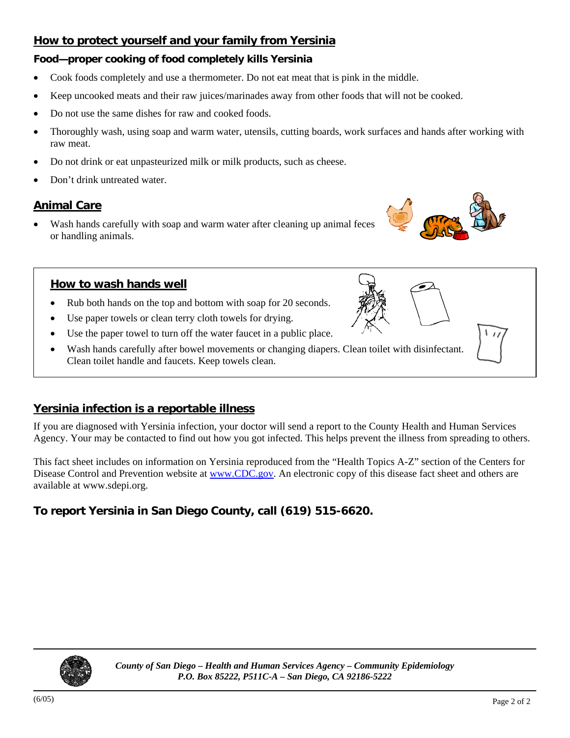## How to protect yourself and your family from Yersinia

### Food—proper cooking of food completely kills Yersinia

- Cook foods completely and use a thermometer. Do not eat meat that is pink in the middle.
- Keep uncooked meats and their raw juices/marinades away from other foods that will not be cooked.
- Do not use the same dishes for raw and cooked foods.
- Thoroughly wash, using soap and warm water, utensils, cutting boards, work surfaces and hands after working with raw meat.
- Do not drink or eat unpasteurized milk or milk products, such as cheese.
- Don't drink untreated water.

## Animal Care

- Wash hands carefully with soap and warm water after cleaning up animal feces or handling animals.

### How to wash hands well

- Rub both hands on the top and bottom with soap for 20 seconds.
- Use paper towels or clean terry cloth towels for drying.
- Use the paper towel to turn off the water faucet in a public place.
- Wash hands carefully after bowel movements or changing diapers. Clean toilet with disinfectant. Clean toilet handle and faucets. Keep towels clean.

## Yersinia infection is a reportable illness

If you are diagnosed with Yersinia infection, your doctor will send a report to the County Health and Human Services Agency. Your may be contacted to find out how you got infected. This helps prevent the illness from spreading to others.

This fact sheet includes on information on Yersinia reproduced from the "Health Topics A-Z" section of the Centers for Disease Control and Prevention website at www.CDC.gov. An electronic copy of this disease fact sheet and others are available at www.sdepi.org.

**To report Yersinia in San Diego County, call (619) 515-6620.**

*County of San Diego – Health and Human Services Agency – Community Epidemiology*
*P.O. Box 85222, P511C-A – San Diego, CA 92186-5222*

(6/05)